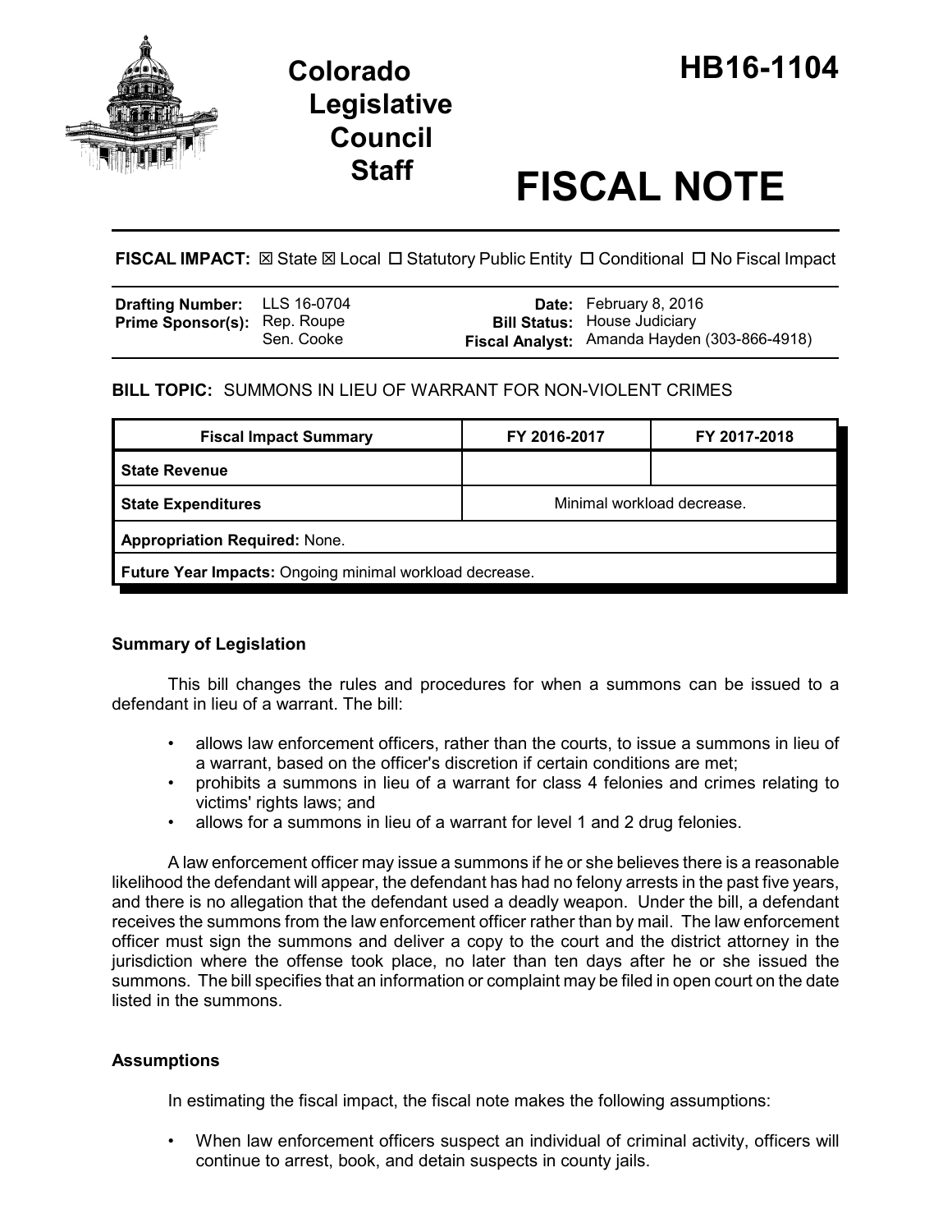# Colorado Legislative Council Staff

# HB16-1104

# FISCAL NOTE

**FISCAL IMPACT:** ☒ State ☒ Local ☐ Statutory Public Entity ☐ Conditional ☐ No Fiscal Impact

| | | | |
|---|---|---|---|
| **Drafting Number:** | LLS 16-0704 | **Date:** | February 8, 2016 |
| **Prime Sponsor(s):** | Rep. Roupe<br>Sen. Cooke | **Bill Status:** | House Judiciary |
| | | **Fiscal Analyst:** | Amanda Hayden (303-866-4918) |

**BILL TOPIC:** SUMMONS IN LIEU OF WARRANT FOR NON-VIOLENT CRIMES

| Fiscal Impact Summary | FY 2016-2017 | FY 2017-2018 |
|---|---|---|
| **State Revenue** | | |
| **State Expenditures** | Minimal workload decrease. | |
| **Appropriation Required:** None. | | |
| **Future Year Impacts:** Ongoing minimal workload decrease. | | |

## Summary of Legislation

This bill changes the rules and procedures for when a summons can be issued to a defendant in lieu of a warrant. The bill:

- allows law enforcement officers, rather than the courts, to issue a summons in lieu of a warrant, based on the officer's discretion if certain conditions are met;
- prohibits a summons in lieu of a warrant for class 4 felonies and crimes relating to victims' rights laws; and
- allows for a summons in lieu of a warrant for level 1 and 2 drug felonies.

A law enforcement officer may issue a summons if he or she believes there is a reasonable likelihood the defendant will appear, the defendant has had no felony arrests in the past five years, and there is no allegation that the defendant used a deadly weapon. Under the bill, a defendant receives the summons from the law enforcement officer rather than by mail. The law enforcement officer must sign the summons and deliver a copy to the court and the district attorney in the jurisdiction where the offense took place, no later than ten days after he or she issued the summons. The bill specifies that an information or complaint may be filed in open court on the date listed in the summons.

## Assumptions

In estimating the fiscal impact, the fiscal note makes the following assumptions:

- When law enforcement officers suspect an individual of criminal activity, officers will continue to arrest, book, and detain suspects in county jails.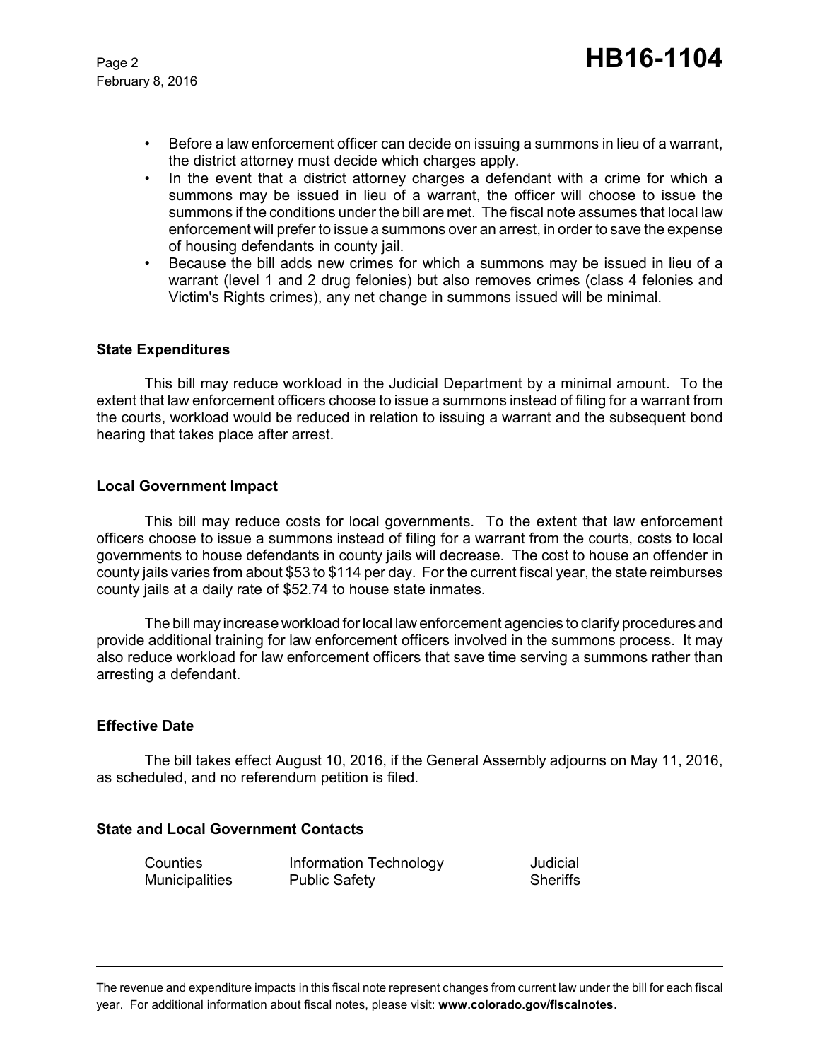- Before a law enforcement officer can decide on issuing a summons in lieu of a warrant, the district attorney must decide which charges apply.
- In the event that a district attorney charges a defendant with a crime for which a summons may be issued in lieu of a warrant, the officer will choose to issue the summons if the conditions under the bill are met. The fiscal note assumes that local law enforcement will prefer to issue a summons over an arrest, in order to save the expense of housing defendants in county jail.
- Because the bill adds new crimes for which a summons may be issued in lieu of a warrant (level 1 and 2 drug felonies) but also removes crimes (class 4 felonies and Victim's Rights crimes), any net change in summons issued will be minimal.

**State Expenditures**

This bill may reduce workload in the Judicial Department by a minimal amount. To the extent that law enforcement officers choose to issue a summons instead of filing for a warrant from the courts, workload would be reduced in relation to issuing a warrant and the subsequent bond hearing that takes place after arrest.

**Local Government Impact**

This bill may reduce costs for local governments. To the extent that law enforcement officers choose to issue a summons instead of filing for a warrant from the courts, costs to local governments to house defendants in county jails will decrease. The cost to house an offender in county jails varies from about $53 to $114 per day. For the current fiscal year, the state reimburses county jails at a daily rate of $52.74 to house state inmates.

The bill may increase workload for local law enforcement agencies to clarify procedures and provide additional training for law enforcement officers involved in the summons process. It may also reduce workload for law enforcement officers that save time serving a summons rather than arresting a defendant.

**Effective Date**

The bill takes effect August 10, 2016, if the General Assembly adjourns on May 11, 2016, as scheduled, and no referendum petition is filed.

**State and Local Government Contacts**

| | | |
|---|---|---|
| Counties | Information Technology | Judicial |
| Municipalities | Public Safety | Sheriffs |

The revenue and expenditure impacts in this fiscal note represent changes from current law under the bill for each fiscal year. For additional information about fiscal notes, please visit: **www.colorado.gov/fiscalnotes.**